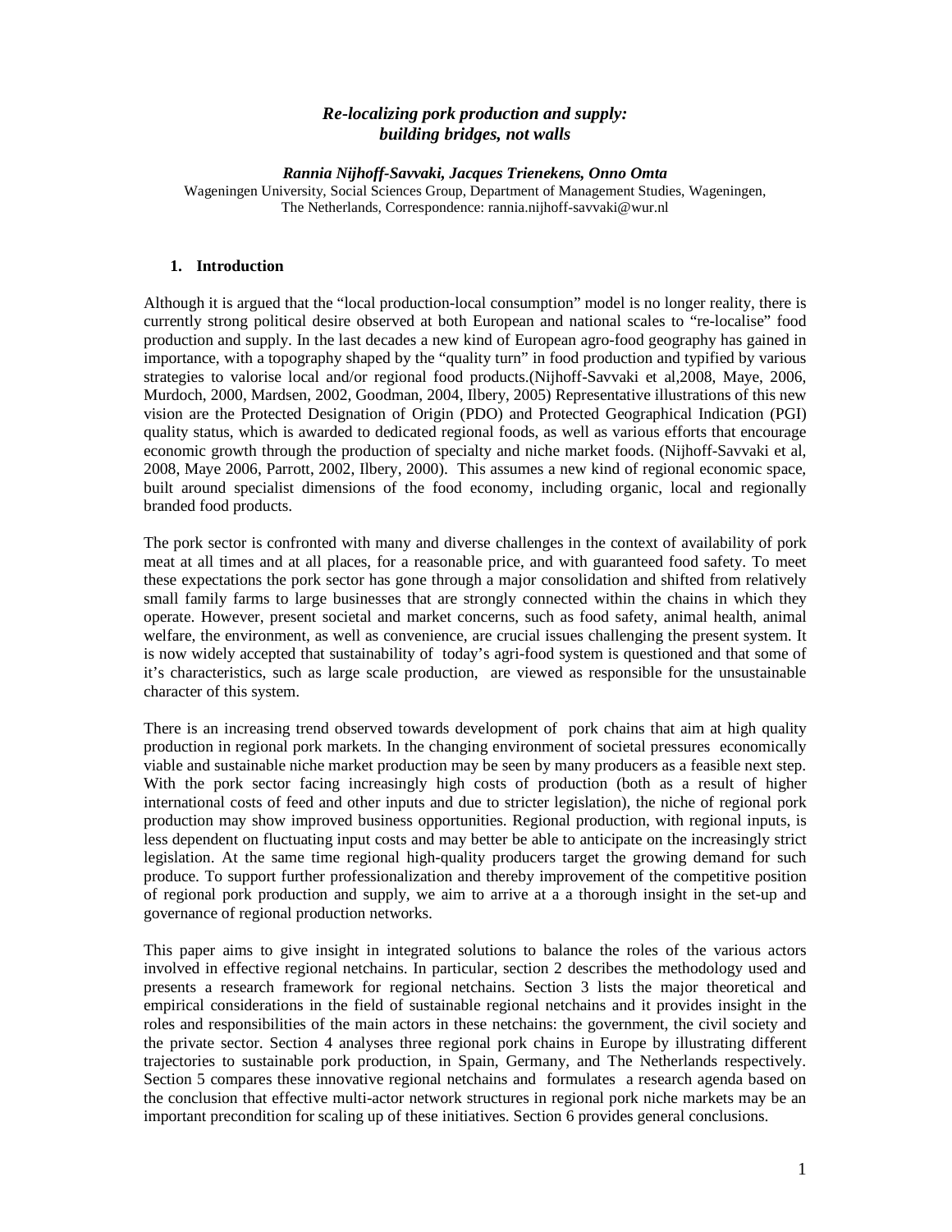# *Re-localizing pork production and supply: building bridges, not walls*

***Rannia Nijhoff-Savvaki, Jacques Trienekens, Onno Omta***

Wageningen University, Social Sciences Group, Department of Management Studies, Wageningen, The Netherlands, Correspondence: rannia.nijhoff-savvaki@wur.nl

## 1. Introduction

Although it is argued that the "local production-local consumption" model is no longer reality, there is currently strong political desire observed at both European and national scales to "re-localise" food production and supply. In the last decades a new kind of European agro-food geography has gained in importance, with a topography shaped by the "quality turn" in food production and typified by various strategies to valorise local and/or regional food products.(Nijhoff-Savvaki et al,2008, Maye, 2006, Murdoch, 2000, Mardsen, 2002, Goodman, 2004, Ilbery, 2005) Representative illustrations of this new vision are the Protected Designation of Origin (PDO) and Protected Geographical Indication (PGI) quality status, which is awarded to dedicated regional foods, as well as various efforts that encourage economic growth through the production of specialty and niche market foods. (Nijhoff-Savvaki et al, 2008, Maye 2006, Parrott, 2002, Ilbery, 2000). This assumes a new kind of regional economic space, built around specialist dimensions of the food economy, including organic, local and regionally branded food products.

The pork sector is confronted with many and diverse challenges in the context of availability of pork meat at all times and at all places, for a reasonable price, and with guaranteed food safety. To meet these expectations the pork sector has gone through a major consolidation and shifted from relatively small family farms to large businesses that are strongly connected within the chains in which they operate. However, present societal and market concerns, such as food safety, animal health, animal welfare, the environment, as well as convenience, are crucial issues challenging the present system. It is now widely accepted that sustainability of today's agri-food system is questioned and that some of it's characteristics, such as large scale production, are viewed as responsible for the unsustainable character of this system.

There is an increasing trend observed towards development of pork chains that aim at high quality production in regional pork markets. In the changing environment of societal pressures economically viable and sustainable niche market production may be seen by many producers as a feasible next step. With the pork sector facing increasingly high costs of production (both as a result of higher international costs of feed and other inputs and due to stricter legislation), the niche of regional pork production may show improved business opportunities. Regional production, with regional inputs, is less dependent on fluctuating input costs and may better be able to anticipate on the increasingly strict legislation. At the same time regional high-quality producers target the growing demand for such produce. To support further professionalization and thereby improvement of the competitive position of regional pork production and supply, we aim to arrive at a a thorough insight in the set-up and governance of regional production networks.

This paper aims to give insight in integrated solutions to balance the roles of the various actors involved in effective regional netchains. In particular, section 2 describes the methodology used and presents a research framework for regional netchains. Section 3 lists the major theoretical and empirical considerations in the field of sustainable regional netchains and it provides insight in the roles and responsibilities of the main actors in these netchains: the government, the civil society and the private sector. Section 4 analyses three regional pork chains in Europe by illustrating different trajectories to sustainable pork production, in Spain, Germany, and The Netherlands respectively. Section 5 compares these innovative regional netchains and formulates a research agenda based on the conclusion that effective multi-actor network structures in regional pork niche markets may be an important precondition for scaling up of these initiatives. Section 6 provides general conclusions.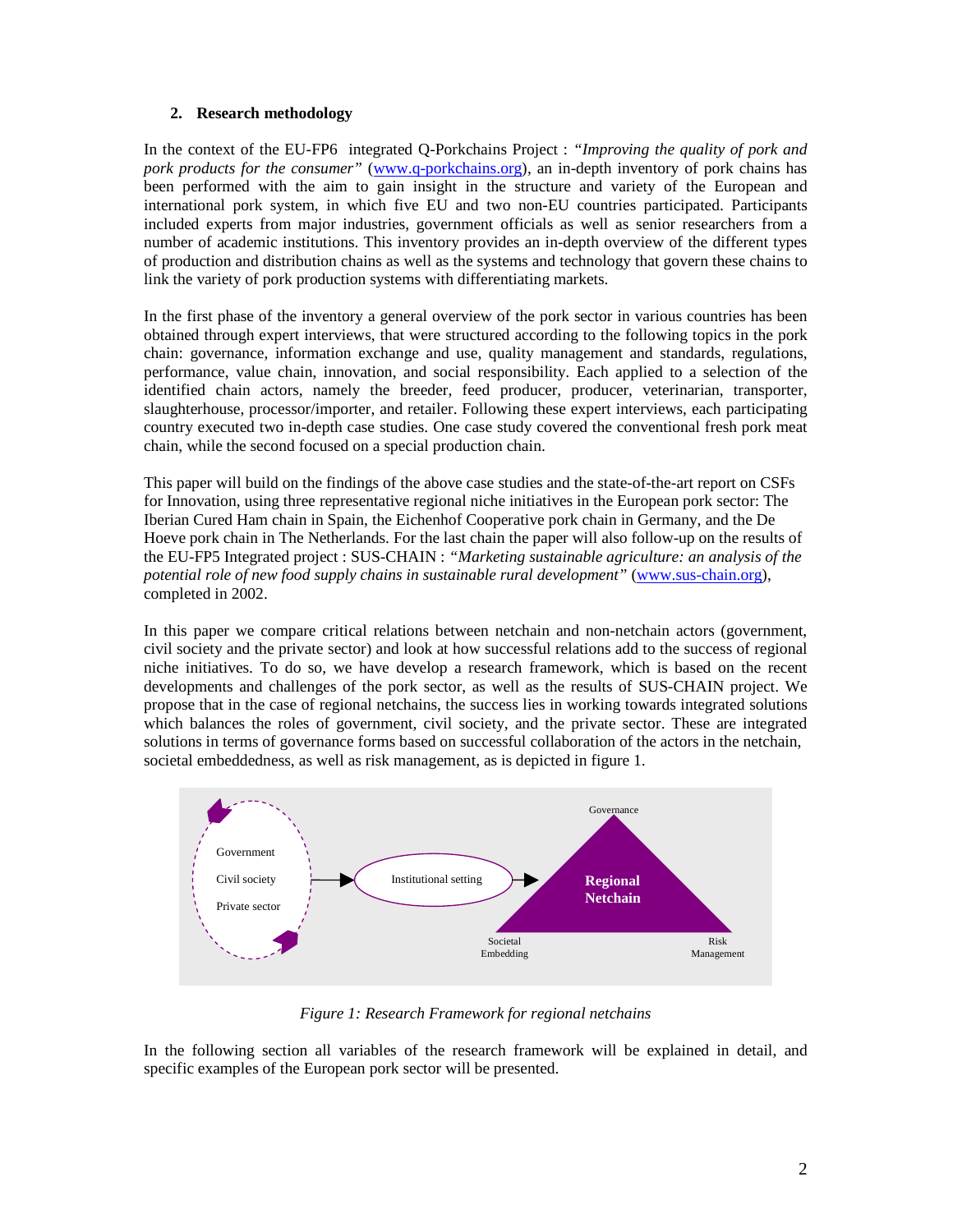## 2. Research methodology

In the context of the EU-FP6 integrated Q-Porkchains Project : *"Improving the quality of pork and pork products for the consumer"* (www.q-porkchains.org), an in-depth inventory of pork chains has been performed with the aim to gain insight in the structure and variety of the European and international pork system, in which five EU and two non-EU countries participated. Participants included experts from major industries, government officials as well as senior researchers from a number of academic institutions. This inventory provides an in-depth overview of the different types of production and distribution chains as well as the systems and technology that govern these chains to link the variety of pork production systems with differentiating markets.

In the first phase of the inventory a general overview of the pork sector in various countries has been obtained through expert interviews, that were structured according to the following topics in the pork chain: governance, information exchange and use, quality management and standards, regulations, performance, value chain, innovation, and social responsibility. Each applied to a selection of the identified chain actors, namely the breeder, feed producer, producer, veterinarian, transporter, slaughterhouse, processor/importer, and retailer. Following these expert interviews, each participating country executed two in-depth case studies. One case study covered the conventional fresh pork meat chain, while the second focused on a special production chain.

This paper will build on the findings of the above case studies and the state-of-the-art report on CSFs for Innovation, using three representative regional niche initiatives in the European pork sector: The Iberian Cured Ham chain in Spain, the Eichenhof Cooperative pork chain in Germany, and the De Hoeve pork chain in The Netherlands. For the last chain the paper will also follow-up on the results of the EU-FP5 Integrated project : SUS-CHAIN : *"Marketing sustainable agriculture: an analysis of the potential role of new food supply chains in sustainable rural development"* (www.sus-chain.org), completed in 2002.

In this paper we compare critical relations between netchain and non-netchain actors (government, civil society and the private sector) and look at how successful relations add to the success of regional niche initiatives. To do so, we have develop a research framework, which is based on the recent developments and challenges of the pork sector, as well as the results of SUS-CHAIN project. We propose that in the case of regional netchains, the success lies in working towards integrated solutions which balances the roles of government, civil society, and the private sector. These are integrated solutions in terms of governance forms based on successful collaboration of the actors in the netchain, societal embeddedness, as well as risk management, as is depicted in figure 1.

Government
Civil society
Private sector
Institutional setting
Governance
Regional Netchain
Societal Embedding
Risk Management

*Figure 1: Research Framework for regional netchains*

In the following section all variables of the research framework will be explained in detail, and specific examples of the European pork sector will be presented.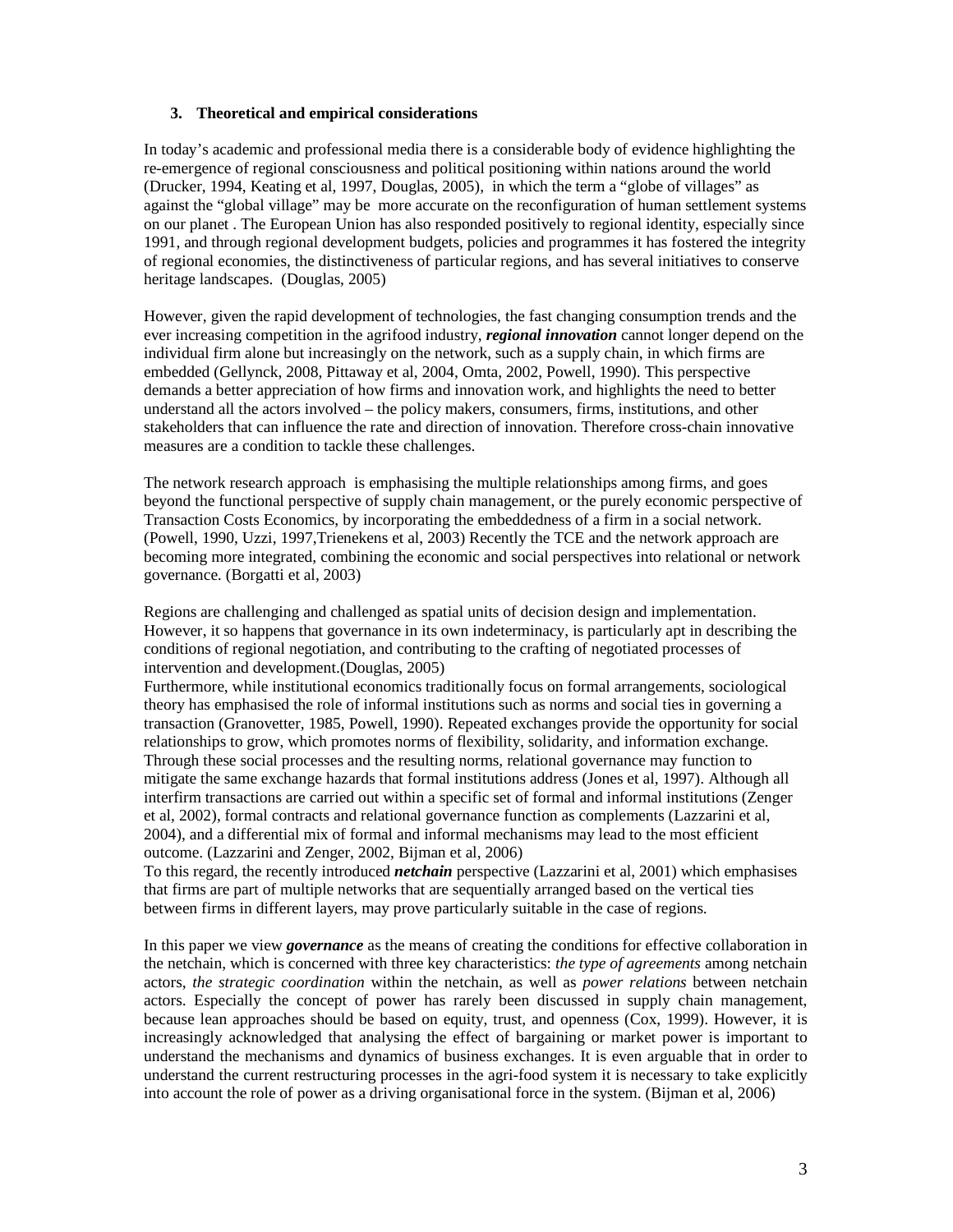### 3. Theoretical and empirical considerations

In today's academic and professional media there is a considerable body of evidence highlighting the re-emergence of regional consciousness and political positioning within nations around the world (Drucker, 1994, Keating et al, 1997, Douglas, 2005), in which the term a "globe of villages" as against the "global village" may be more accurate on the reconfiguration of human settlement systems on our planet . The European Union has also responded positively to regional identity, especially since 1991, and through regional development budgets, policies and programmes it has fostered the integrity of regional economies, the distinctiveness of particular regions, and has several initiatives to conserve heritage landscapes. (Douglas, 2005)

However, given the rapid development of technologies, the fast changing consumption trends and the ever increasing competition in the agrifood industry, ***regional innovation*** cannot longer depend on the individual firm alone but increasingly on the network, such as a supply chain, in which firms are embedded (Gellynck, 2008, Pittaway et al, 2004, Omta, 2002, Powell, 1990). This perspective demands a better appreciation of how firms and innovation work, and highlights the need to better understand all the actors involved – the policy makers, consumers, firms, institutions, and other stakeholders that can influence the rate and direction of innovation. Therefore cross-chain innovative measures are a condition to tackle these challenges.

The network research approach is emphasising the multiple relationships among firms, and goes beyond the functional perspective of supply chain management, or the purely economic perspective of Transaction Costs Economics, by incorporating the embeddedness of a firm in a social network. (Powell, 1990, Uzzi, 1997,Trienekens et al, 2003) Recently the TCE and the network approach are becoming more integrated, combining the economic and social perspectives into relational or network governance. (Borgatti et al, 2003)

Regions are challenging and challenged as spatial units of decision design and implementation. However, it so happens that governance in its own indeterminacy, is particularly apt in describing the conditions of regional negotiation, and contributing to the crafting of negotiated processes of intervention and development.(Douglas, 2005)

Furthermore, while institutional economics traditionally focus on formal arrangements, sociological theory has emphasised the role of informal institutions such as norms and social ties in governing a transaction (Granovetter, 1985, Powell, 1990). Repeated exchanges provide the opportunity for social relationships to grow, which promotes norms of flexibility, solidarity, and information exchange. Through these social processes and the resulting norms, relational governance may function to mitigate the same exchange hazards that formal institutions address (Jones et al, 1997). Although all interfirm transactions are carried out within a specific set of formal and informal institutions (Zenger et al, 2002), formal contracts and relational governance function as complements (Lazzarini et al, 2004), and a differential mix of formal and informal mechanisms may lead to the most efficient outcome. (Lazzarini and Zenger, 2002, Bijman et al, 2006)

To this regard, the recently introduced ***netchain*** perspective (Lazzarini et al, 2001) which emphasises that firms are part of multiple networks that are sequentially arranged based on the vertical ties between firms in different layers, may prove particularly suitable in the case of regions.

In this paper we view ***governance*** as the means of creating the conditions for effective collaboration in the netchain, which is concerned with three key characteristics: *the type of agreements* among netchain actors, *the strategic coordination* within the netchain, as well as *power relations* between netchain actors. Especially the concept of power has rarely been discussed in supply chain management, because lean approaches should be based on equity, trust, and openness (Cox, 1999). However, it is increasingly acknowledged that analysing the effect of bargaining or market power is important to understand the mechanisms and dynamics of business exchanges. It is even arguable that in order to understand the current restructuring processes in the agri-food system it is necessary to take explicitly into account the role of power as a driving organisational force in the system. (Bijman et al, 2006)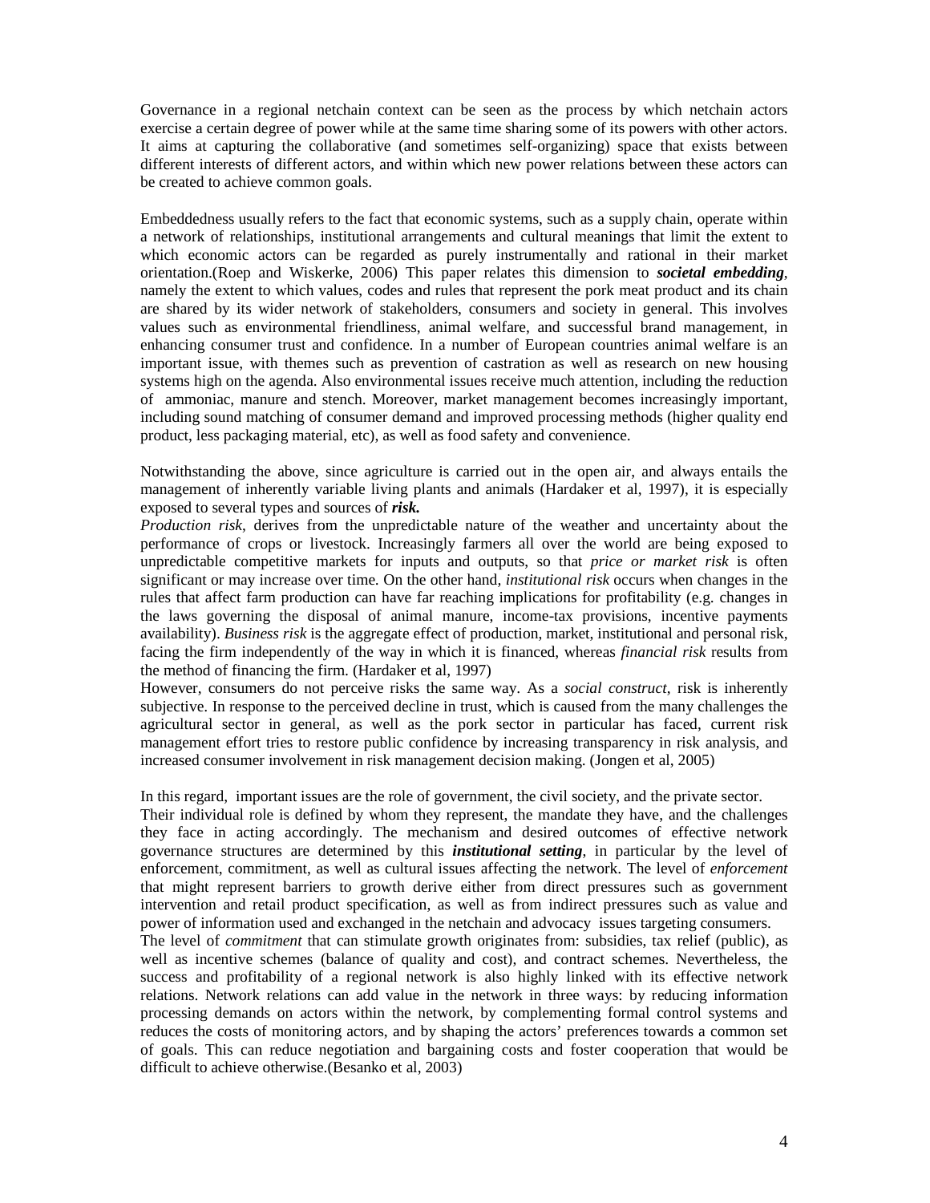Governance in a regional netchain context can be seen as the process by which netchain actors exercise a certain degree of power while at the same time sharing some of its powers with other actors. It aims at capturing the collaborative (and sometimes self-organizing) space that exists between different interests of different actors, and within which new power relations between these actors can be created to achieve common goals.

Embeddedness usually refers to the fact that economic systems, such as a supply chain, operate within a network of relationships, institutional arrangements and cultural meanings that limit the extent to which economic actors can be regarded as purely instrumentally and rational in their market orientation.(Roep and Wiskerke, 2006) This paper relates this dimension to ***societal embedding***, namely the extent to which values, codes and rules that represent the pork meat product and its chain are shared by its wider network of stakeholders, consumers and society in general. This involves values such as environmental friendliness, animal welfare, and successful brand management, in enhancing consumer trust and confidence. In a number of European countries animal welfare is an important issue, with themes such as prevention of castration as well as research on new housing systems high on the agenda. Also environmental issues receive much attention, including the reduction of ammoniac, manure and stench. Moreover, market management becomes increasingly important, including sound matching of consumer demand and improved processing methods (higher quality end product, less packaging material, etc), as well as food safety and convenience.

Notwithstanding the above, since agriculture is carried out in the open air, and always entails the management of inherently variable living plants and animals (Hardaker et al, 1997), it is especially exposed to several types and sources of ***risk.***

*Production risk*, derives from the unpredictable nature of the weather and uncertainty about the performance of crops or livestock. Increasingly farmers all over the world are being exposed to unpredictable competitive markets for inputs and outputs, so that *price or market risk* is often significant or may increase over time. On the other hand, *institutional risk* occurs when changes in the rules that affect farm production can have far reaching implications for profitability (e.g. changes in the laws governing the disposal of animal manure, income-tax provisions, incentive payments availability). *Business risk* is the aggregate effect of production, market, institutional and personal risk, facing the firm independently of the way in which it is financed, whereas *financial risk* results from the method of financing the firm. (Hardaker et al, 1997)

However, consumers do not perceive risks the same way. As a *social construct*, risk is inherently subjective. In response to the perceived decline in trust, which is caused from the many challenges the agricultural sector in general, as well as the pork sector in particular has faced, current risk management effort tries to restore public confidence by increasing transparency in risk analysis, and increased consumer involvement in risk management decision making. (Jongen et al, 2005)

In this regard, important issues are the role of government, the civil society, and the private sector.

Their individual role is defined by whom they represent, the mandate they have, and the challenges they face in acting accordingly. The mechanism and desired outcomes of effective network governance structures are determined by this ***institutional setting***, in particular by the level of enforcement, commitment, as well as cultural issues affecting the network. The level of *enforcement* that might represent barriers to growth derive either from direct pressures such as government intervention and retail product specification, as well as from indirect pressures such as value and power of information used and exchanged in the netchain and advocacy issues targeting consumers.

The level of *commitment* that can stimulate growth originates from: subsidies, tax relief (public), as well as incentive schemes (balance of quality and cost), and contract schemes. Nevertheless, the success and profitability of a regional network is also highly linked with its effective network relations. Network relations can add value in the network in three ways: by reducing information processing demands on actors within the network, by complementing formal control systems and reduces the costs of monitoring actors, and by shaping the actors' preferences towards a common set of goals. This can reduce negotiation and bargaining costs and foster cooperation that would be difficult to achieve otherwise.(Besanko et al, 2003)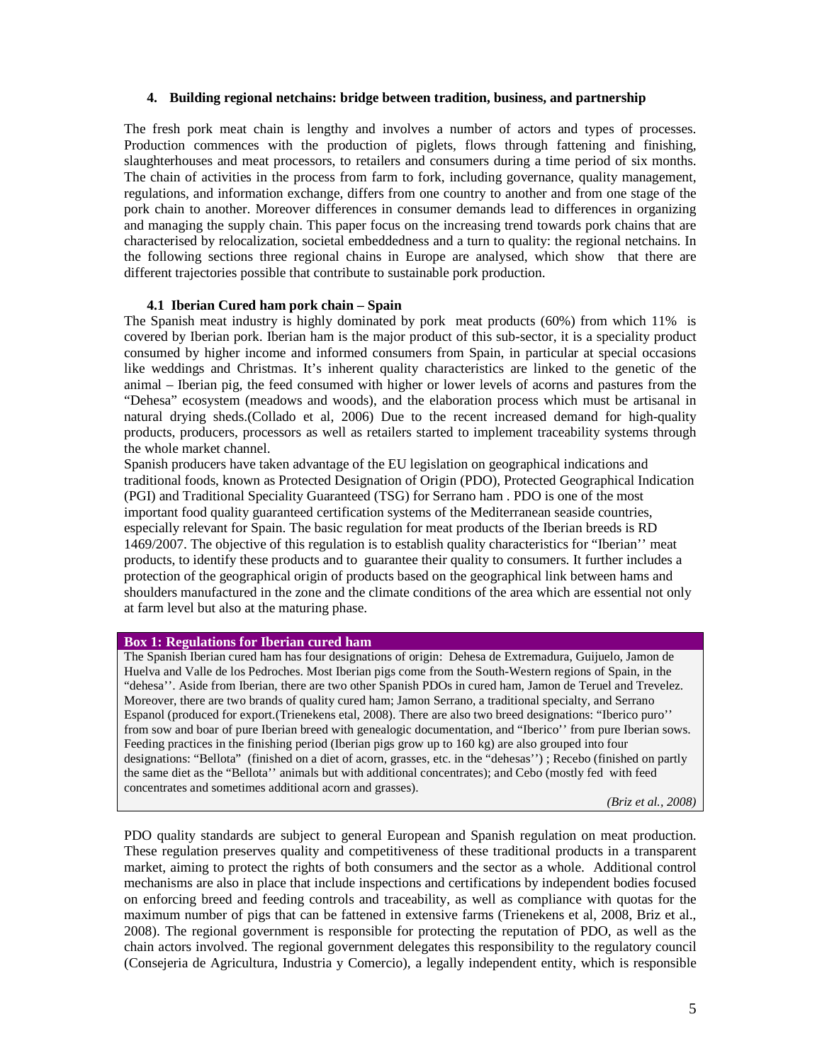## 4. Building regional netchains: bridge between tradition, business, and partnership

The fresh pork meat chain is lengthy and involves a number of actors and types of processes. Production commences with the production of piglets, flows through fattening and finishing, slaughterhouses and meat processors, to retailers and consumers during a time period of six months. The chain of activities in the process from farm to fork, including governance, quality management, regulations, and information exchange, differs from one country to another and from one stage of the pork chain to another. Moreover differences in consumer demands lead to differences in organizing and managing the supply chain. This paper focus on the increasing trend towards pork chains that are characterised by relocalization, societal embeddedness and a turn to quality: the regional netchains. In the following sections three regional chains in Europe are analysed, which show that there are different trajectories possible that contribute to sustainable pork production.

### 4.1 Iberian Cured ham pork chain – Spain

The Spanish meat industry is highly dominated by pork meat products (60%) from which 11% is covered by Iberian pork. Iberian ham is the major product of this sub-sector, it is a speciality product consumed by higher income and informed consumers from Spain, in particular at special occasions like weddings and Christmas. It's inherent quality characteristics are linked to the genetic of the animal – Iberian pig, the feed consumed with higher or lower levels of acorns and pastures from the "Dehesa" ecosystem (meadows and woods), and the elaboration process which must be artisanal in natural drying sheds.(Collado et al, 2006) Due to the recent increased demand for high-quality products, producers, processors as well as retailers started to implement traceability systems through the whole market channel.

Spanish producers have taken advantage of the EU legislation on geographical indications and traditional foods, known as Protected Designation of Origin (PDO), Protected Geographical Indication (PGI) and Traditional Speciality Guaranteed (TSG) for Serrano ham . PDO is one of the most important food quality guaranteed certification systems of the Mediterranean seaside countries, especially relevant for Spain. The basic regulation for meat products of the Iberian breeds is RD 1469/2007. The objective of this regulation is to establish quality characteristics for "Iberian'' meat products, to identify these products and to guarantee their quality to consumers. It further includes a protection of the geographical origin of products based on the geographical link between hams and shoulders manufactured in the zone and the climate conditions of the area which are essential not only at farm level but also at the maturing phase.

**Box 1: Regulations for Iberian cured ham**

The Spanish Iberian cured ham has four designations of origin: Dehesa de Extremadura, Guijuelo, Jamon de Huelva and Valle de los Pedroches. Most Iberian pigs come from the South-Western regions of Spain, in the "dehesa''. Aside from Iberian, there are two other Spanish PDOs in cured ham, Jamon de Teruel and Trevelez. Moreover, there are two brands of quality cured ham; Jamon Serrano, a traditional specialty, and Serrano Espanol (produced for export.(Trienekens etal, 2008). There are also two breed designations: "Iberico puro'' from sow and boar of pure Iberian breed with genealogic documentation, and "Iberico'' from pure Iberian sows. Feeding practices in the finishing period (Iberian pigs grow up to 160 kg) are also grouped into four designations: "Bellota" (finished on a diet of acorn, grasses, etc. in the "dehesas'') ; Recebo (finished on partly the same diet as the "Bellota'' animals but with additional concentrates); and Cebo (mostly fed with feed concentrates and sometimes additional acorn and grasses).

*(Briz et al., 2008)*

PDO quality standards are subject to general European and Spanish regulation on meat production. These regulation preserves quality and competitiveness of these traditional products in a transparent market, aiming to protect the rights of both consumers and the sector as a whole. Additional control mechanisms are also in place that include inspections and certifications by independent bodies focused on enforcing breed and feeding controls and traceability, as well as compliance with quotas for the maximum number of pigs that can be fattened in extensive farms (Trienekens et al, 2008, Briz et al., 2008). The regional government is responsible for protecting the reputation of PDO, as well as the chain actors involved. The regional government delegates this responsibility to the regulatory council (Consejeria de Agricultura, Industria y Comercio), a legally independent entity, which is responsible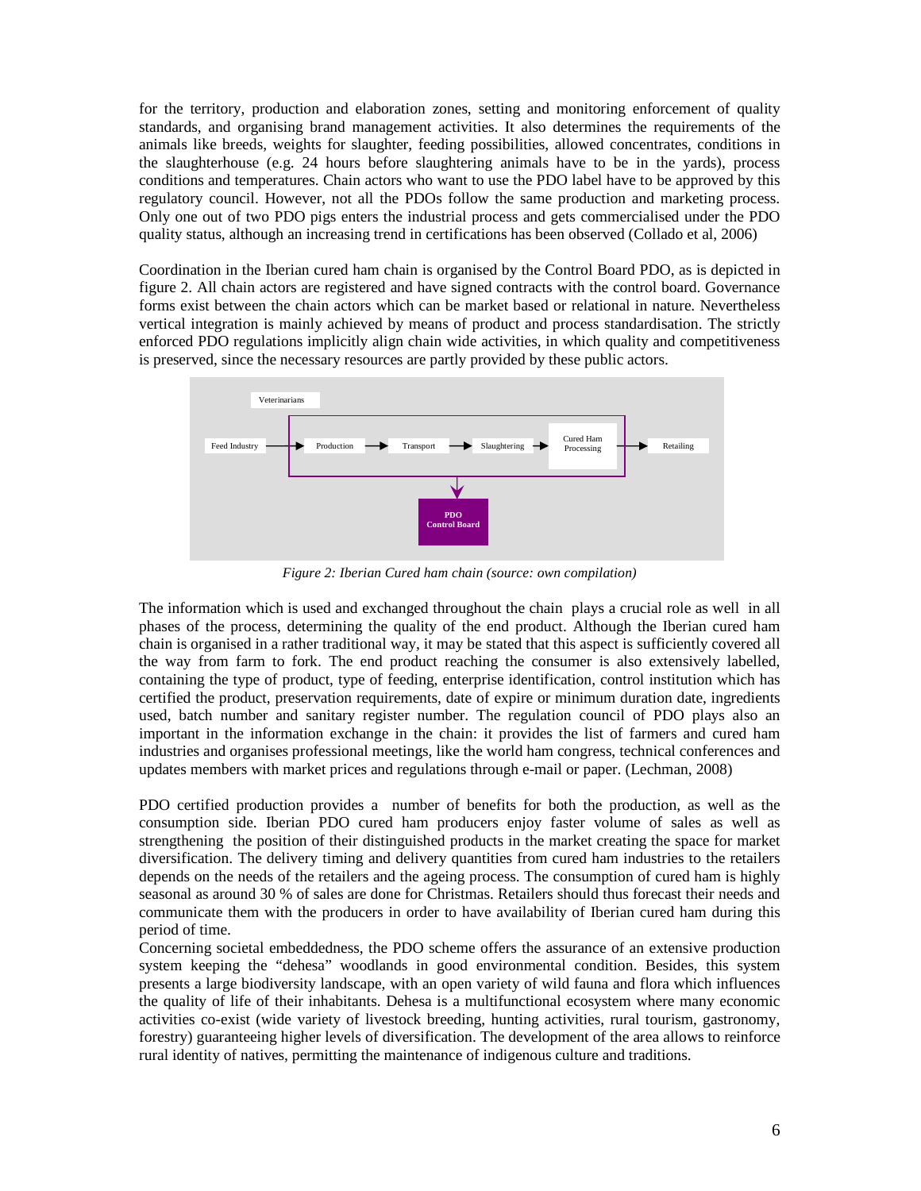for the territory, production and elaboration zones, setting and monitoring enforcement of quality standards, and organising brand management activities. It also determines the requirements of the animals like breeds, weights for slaughter, feeding possibilities, allowed concentrates, conditions in the slaughterhouse (e.g. 24 hours before slaughtering animals have to be in the yards), process conditions and temperatures. Chain actors who want to use the PDO label have to be approved by this regulatory council. However, not all the PDOs follow the same production and marketing process. Only one out of two PDO pigs enters the industrial process and gets commercialised under the PDO quality status, although an increasing trend in certifications has been observed (Collado et al, 2006)

Coordination in the Iberian cured ham chain is organised by the Control Board PDO, as is depicted in figure 2. All chain actors are registered and have signed contracts with the control board. Governance forms exist between the chain actors which can be market based or relational in nature. Nevertheless vertical integration is mainly achieved by means of product and process standardisation. The strictly enforced PDO regulations implicitly align chain wide activities, in which quality and competitiveness is preserved, since the necessary resources are partly provided by these public actors.

Veterinarians

Feed Industry

Production

Transport

Slaughtering

Cured Ham Processing

Retailing

PDO Control Board

*Figure 2: Iberian Cured ham chain (source: own compilation)*

The information which is used and exchanged throughout the chain plays a crucial role as well in all phases of the process, determining the quality of the end product. Although the Iberian cured ham chain is organised in a rather traditional way, it may be stated that this aspect is sufficiently covered all the way from farm to fork. The end product reaching the consumer is also extensively labelled, containing the type of product, type of feeding, enterprise identification, control institution which has certified the product, preservation requirements, date of expire or minimum duration date, ingredients used, batch number and sanitary register number. The regulation council of PDO plays also an important in the information exchange in the chain: it provides the list of farmers and cured ham industries and organises professional meetings, like the world ham congress, technical conferences and updates members with market prices and regulations through e-mail or paper. (Lechman, 2008)

PDO certified production provides a number of benefits for both the production, as well as the consumption side. Iberian PDO cured ham producers enjoy faster volume of sales as well as strengthening the position of their distinguished products in the market creating the space for market diversification. The delivery timing and delivery quantities from cured ham industries to the retailers depends on the needs of the retailers and the ageing process. The consumption of cured ham is highly seasonal as around 30 % of sales are done for Christmas. Retailers should thus forecast their needs and communicate them with the producers in order to have availability of Iberian cured ham during this period of time.

Concerning societal embeddedness, the PDO scheme offers the assurance of an extensive production system keeping the "dehesa" woodlands in good environmental condition. Besides, this system presents a large biodiversity landscape, with an open variety of wild fauna and flora which influences the quality of life of their inhabitants. Dehesa is a multifunctional ecosystem where many economic activities co-exist (wide variety of livestock breeding, hunting activities, rural tourism, gastronomy, forestry) guaranteeing higher levels of diversification. The development of the area allows to reinforce rural identity of natives, permitting the maintenance of indigenous culture and traditions.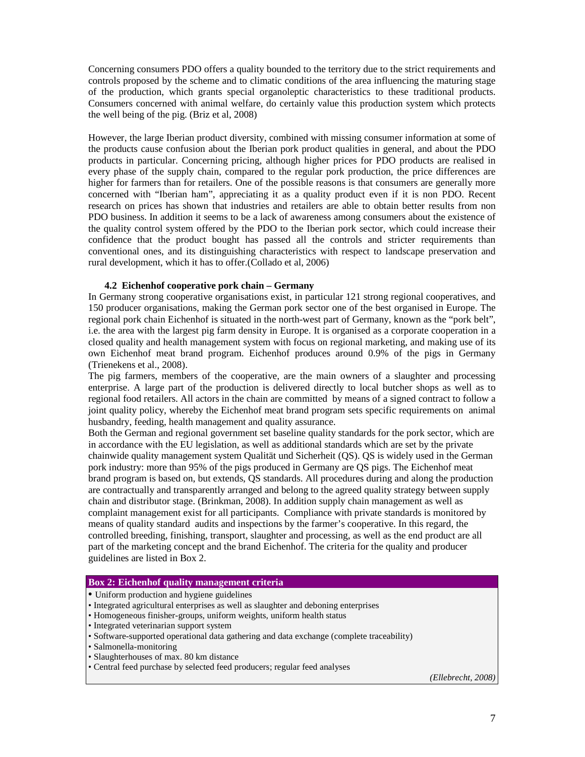Concerning consumers PDO offers a quality bounded to the territory due to the strict requirements and controls proposed by the scheme and to climatic conditions of the area influencing the maturing stage of the production, which grants special organoleptic characteristics to these traditional products. Consumers concerned with animal welfare, do certainly value this production system which protects the well being of the pig. (Briz et al, 2008)

However, the large Iberian product diversity, combined with missing consumer information at some of the products cause confusion about the Iberian pork product qualities in general, and about the PDO products in particular. Concerning pricing, although higher prices for PDO products are realised in every phase of the supply chain, compared to the regular pork production, the price differences are higher for farmers than for retailers. One of the possible reasons is that consumers are generally more concerned with "Iberian ham", appreciating it as a quality product even if it is non PDO. Recent research on prices has shown that industries and retailers are able to obtain better results from non PDO business. In addition it seems to be a lack of awareness among consumers about the existence of the quality control system offered by the PDO to the Iberian pork sector, which could increase their confidence that the product bought has passed all the controls and stricter requirements than conventional ones, and its distinguishing characteristics with respect to landscape preservation and rural development, which it has to offer.(Collado et al, 2006)

### 4.2 Eichenhof cooperative pork chain – Germany

In Germany strong cooperative organisations exist, in particular 121 strong regional cooperatives, and 150 producer organisations, making the German pork sector one of the best organised in Europe. The regional pork chain Eichenhof is situated in the north-west part of Germany, known as the "pork belt", i.e. the area with the largest pig farm density in Europe. It is organised as a corporate cooperation in a closed quality and health management system with focus on regional marketing, and making use of its own Eichenhof meat brand program. Eichenhof produces around 0.9% of the pigs in Germany (Trienekens et al., 2008).

The pig farmers, members of the cooperative, are the main owners of a slaughter and processing enterprise. A large part of the production is delivered directly to local butcher shops as well as to regional food retailers. All actors in the chain are committed by means of a signed contract to follow a joint quality policy, whereby the Eichenhof meat brand program sets specific requirements on animal husbandry, feeding, health management and quality assurance.

Both the German and regional government set baseline quality standards for the pork sector, which are in accordance with the EU legislation, as well as additional standards which are set by the private chainwide quality management system Qualität und Sicherheit (QS). QS is widely used in the German pork industry: more than 95% of the pigs produced in Germany are QS pigs. The Eichenhof meat brand program is based on, but extends, QS standards. All procedures during and along the production are contractually and transparently arranged and belong to the agreed quality strategy between supply chain and distributor stage. (Brinkman, 2008). In addition supply chain management as well as complaint management exist for all participants. Compliance with private standards is monitored by means of quality standard audits and inspections by the farmer's cooperative. In this regard, the controlled breeding, finishing, transport, slaughter and processing, as well as the end product are all part of the marketing concept and the brand Eichenhof. The criteria for the quality and producer guidelines are listed in Box 2.

**Box 2: Eichenhof quality management criteria**

- Uniform production and hygiene guidelines
- Integrated agricultural enterprises as well as slaughter and deboning enterprises
- Homogeneous finisher-groups, uniform weights, uniform health status
- Integrated veterinarian support system
- Software-supported operational data gathering and data exchange (complete traceability)
- Salmonella-monitoring
- Slaughterhouses of max. 80 km distance
- Central feed purchase by selected feed producers; regular feed analyses

*(Ellebrecht, 2008)*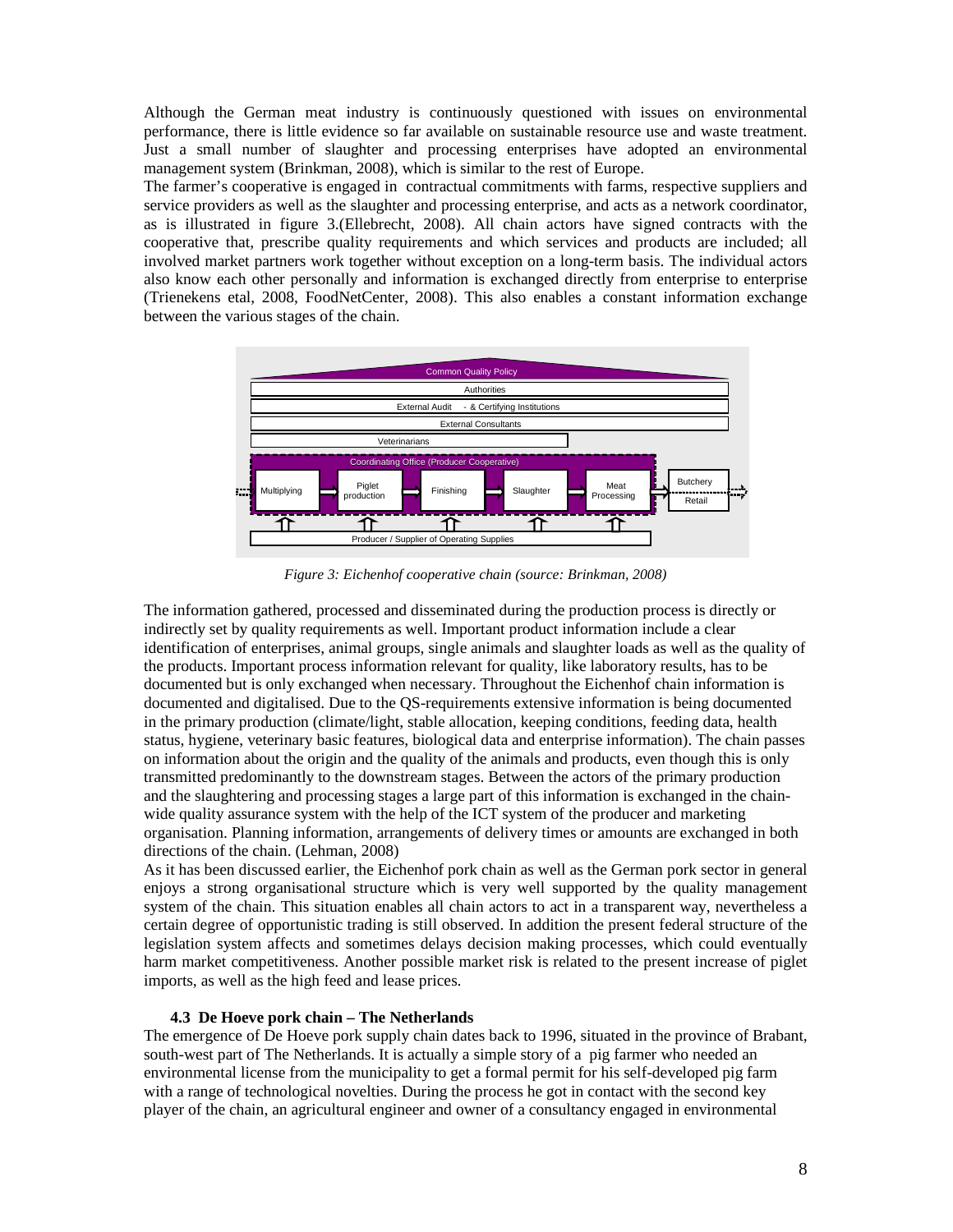Although the German meat industry is continuously questioned with issues on environmental performance, there is little evidence so far available on sustainable resource use and waste treatment. Just a small number of slaughter and processing enterprises have adopted an environmental management system (Brinkman, 2008), which is similar to the rest of Europe.

The farmer's cooperative is engaged in contractual commitments with farms, respective suppliers and service providers as well as the slaughter and processing enterprise, and acts as a network coordinator, as is illustrated in figure 3.(Ellebrecht, 2008). All chain actors have signed contracts with the cooperative that, prescribe quality requirements and which services and products are included; all involved market partners work together without exception on a long-term basis. The individual actors also know each other personally and information is exchanged directly from enterprise to enterprise (Trienekens etal, 2008, FoodNetCenter, 2008). This also enables a constant information exchange between the various stages of the chain.

Common Quality Policy

Authorities

External Audit - & Certifying Institutions

External Consultants

Veterinarians

Coordinating Office (Producer Cooperative)

Multiplying → Piglet production → Finishing → Slaughter → Meat Processing → Butchery / Retail

Producer / Supplier of Operating Supplies

*Figure 3: Eichenhof cooperative chain (source: Brinkman, 2008)*

The information gathered, processed and disseminated during the production process is directly or indirectly set by quality requirements as well. Important product information include a clear identification of enterprises, animal groups, single animals and slaughter loads as well as the quality of the products. Important process information relevant for quality, like laboratory results, has to be documented but is only exchanged when necessary. Throughout the Eichenhof chain information is documented and digitalised. Due to the QS-requirements extensive information is being documented in the primary production (climate/light, stable allocation, keeping conditions, feeding data, health status, hygiene, veterinary basic features, biological data and enterprise information). The chain passes on information about the origin and the quality of the animals and products, even though this is only transmitted predominantly to the downstream stages. Between the actors of the primary production and the slaughtering and processing stages a large part of this information is exchanged in the chain-wide quality assurance system with the help of the ICT system of the producer and marketing organisation. Planning information, arrangements of delivery times or amounts are exchanged in both directions of the chain. (Lehman, 2008)

As it has been discussed earlier, the Eichenhof pork chain as well as the German pork sector in general enjoys a strong organisational structure which is very well supported by the quality management system of the chain. This situation enables all chain actors to act in a transparent way, nevertheless a certain degree of opportunistic trading is still observed. In addition the present federal structure of the legislation system affects and sometimes delays decision making processes, which could eventually harm market competitiveness. Another possible market risk is related to the present increase of piglet imports, as well as the high feed and lease prices.

### 4.3 De Hoeve pork chain – The Netherlands

The emergence of De Hoeve pork supply chain dates back to 1996, situated in the province of Brabant, south-west part of The Netherlands. It is actually a simple story of a pig farmer who needed an environmental license from the municipality to get a formal permit for his self-developed pig farm with a range of technological novelties. During the process he got in contact with the second key player of the chain, an agricultural engineer and owner of a consultancy engaged in environmental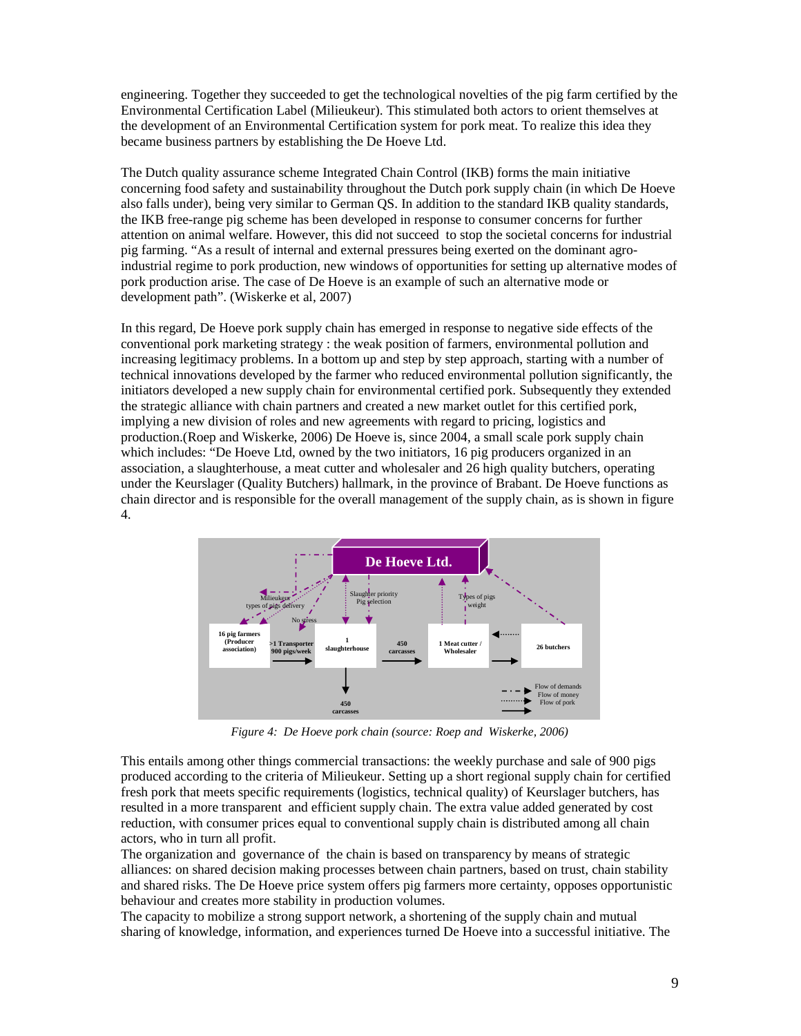engineering. Together they succeeded to get the technological novelties of the pig farm certified by the Environmental Certification Label (Milieukeur). This stimulated both actors to orient themselves at the development of an Environmental Certification system for pork meat. To realize this idea they became business partners by establishing the De Hoeve Ltd.

The Dutch quality assurance scheme Integrated Chain Control (IKB) forms the main initiative concerning food safety and sustainability throughout the Dutch pork supply chain (in which De Hoeve also falls under), being very similar to German QS. In addition to the standard IKB quality standards, the IKB free-range pig scheme has been developed in response to consumer concerns for further attention on animal welfare. However, this did not succeed to stop the societal concerns for industrial pig farming. "As a result of internal and external pressures being exerted on the dominant agro-industrial regime to pork production, new windows of opportunities for setting up alternative modes of pork production arise. The case of De Hoeve is an example of such an alternative mode or development path". (Wiskerke et al, 2007)

In this regard, De Hoeve pork supply chain has emerged in response to negative side effects of the conventional pork marketing strategy : the weak position of farmers, environmental pollution and increasing legitimacy problems. In a bottom up and step by step approach, starting with a number of technical innovations developed by the farmer who reduced environmental pollution significantly, the initiators developed a new supply chain for environmental certified pork. Subsequently they extended the strategic alliance with chain partners and created a new market outlet for this certified pork, implying a new division of roles and new agreements with regard to pricing, logistics and production.(Roep and Wiskerke, 2006) De Hoeve is, since 2004, a small scale pork supply chain which includes: "De Hoeve Ltd, owned by the two initiators, 16 pig producers organized in an association, a slaughterhouse, a meat cutter and wholesaler and 26 high quality butchers, operating under the Keurslager (Quality Butchers) hallmark, in the province of Brabant. De Hoeve functions as chain director and is responsible for the overall management of the supply chain, as is shown in figure 4.

De Hoeve Ltd.

Milieukeur
types of pigs delivery

No stress

Slaughter priority
Pig selection

Types of pigs
weight

16 pig farmers (Producer association)

>1 Transporter 900 pigs/week

1 slaughterhouse

450 carcasses

1 Meat cutter / Wholesaler

26 butchers

450 carcasses

Flow of demands
Flow of money
Flow of pork

*Figure 4: De Hoeve pork chain (source: Roep and Wiskerke, 2006)*

This entails among other things commercial transactions: the weekly purchase and sale of 900 pigs produced according to the criteria of Milieukeur. Setting up a short regional supply chain for certified fresh pork that meets specific requirements (logistics, technical quality) of Keurslager butchers, has resulted in a more transparent and efficient supply chain. The extra value added generated by cost reduction, with consumer prices equal to conventional supply chain is distributed among all chain actors, who in turn all profit.

The organization and governance of the chain is based on transparency by means of strategic alliances: on shared decision making processes between chain partners, based on trust, chain stability and shared risks. The De Hoeve price system offers pig farmers more certainty, opposes opportunistic behaviour and creates more stability in production volumes.

The capacity to mobilize a strong support network, a shortening of the supply chain and mutual sharing of knowledge, information, and experiences turned De Hoeve into a successful initiative. The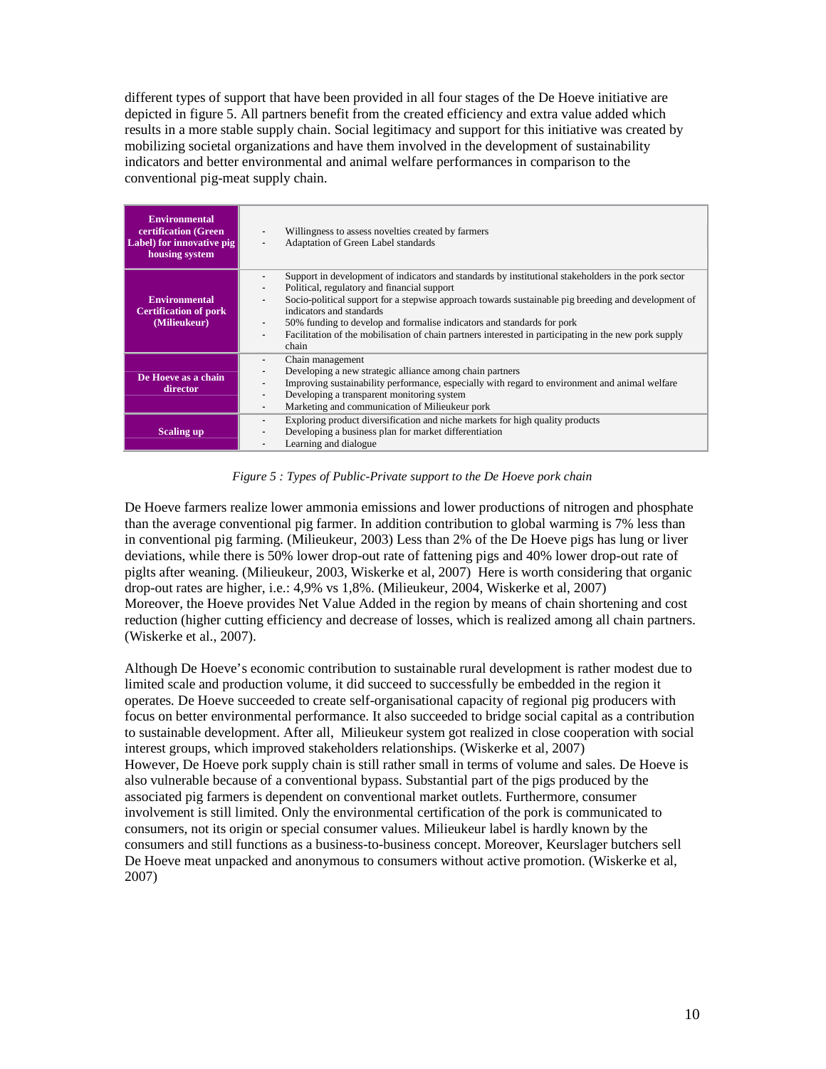different types of support that have been provided in all four stages of the De Hoeve initiative are depicted in figure 5. All partners benefit from the created efficiency and extra value added which results in a more stable supply chain. Social legitimacy and support for this initiative was created by mobilizing societal organizations and have them involved in the development of sustainability indicators and better environmental and animal welfare performances in comparison to the conventional pig-meat supply chain.

| | |
|---|---|
| **Environmental certification (Green Label) for innovative pig housing system** | - Willingness to assess novelties created by farmers<br>- Adaptation of Green Label standards |
| **Environmental Certification of pork (Milieukeur)** | - Support in development of indicators and standards by institutional stakeholders in the pork sector<br>- Political, regulatory and financial support<br>- Socio-political support for a stepwise approach towards sustainable pig breeding and development of indicators and standards<br>- 50% funding to develop and formalise indicators and standards for pork<br>- Facilitation of the mobilisation of chain partners interested in participating in the new pork supply chain |
| **De Hoeve as a chain director** | - Chain management<br>- Developing a new strategic alliance among chain partners<br>- Improving sustainability performance, especially with regard to environment and animal welfare<br>- Developing a transparent monitoring system<br>- Marketing and communication of Milieukeur pork |
| **Scaling up** | - Exploring product diversification and niche markets for high quality products<br>- Developing a business plan for market differentiation<br>- Learning and dialogue |

*Figure 5 : Types of Public-Private support to the De Hoeve pork chain*

De Hoeve farmers realize lower ammonia emissions and lower productions of nitrogen and phosphate than the average conventional pig farmer. In addition contribution to global warming is 7% less than in conventional pig farming. (Milieukeur, 2003) Less than 2% of the De Hoeve pigs has lung or liver deviations, while there is 50% lower drop-out rate of fattening pigs and 40% lower drop-out rate of piglts after weaning. (Milieukeur, 2003, Wiskerke et al, 2007) Here is worth considering that organic drop-out rates are higher, i.e.: 4,9% vs 1,8%. (Milieukeur, 2004, Wiskerke et al, 2007) Moreover, the Hoeve provides Net Value Added in the region by means of chain shortening and cost reduction (higher cutting efficiency and decrease of losses, which is realized among all chain partners. (Wiskerke et al., 2007).

Although De Hoeve's economic contribution to sustainable rural development is rather modest due to limited scale and production volume, it did succeed to successfully be embedded in the region it operates. De Hoeve succeeded to create self-organisational capacity of regional pig producers with focus on better environmental performance. It also succeeded to bridge social capital as a contribution to sustainable development. After all, Milieukeur system got realized in close cooperation with social interest groups, which improved stakeholders relationships. (Wiskerke et al, 2007)
However, De Hoeve pork supply chain is still rather small in terms of volume and sales. De Hoeve is also vulnerable because of a conventional bypass. Substantial part of the pigs produced by the associated pig farmers is dependent on conventional market outlets. Furthermore, consumer involvement is still limited. Only the environmental certification of the pork is communicated to consumers, not its origin or special consumer values. Milieukeur label is hardly known by the consumers and still functions as a business-to-business concept. Moreover, Keurslager butchers sell De Hoeve meat unpacked and anonymous to consumers without active promotion. (Wiskerke et al, 2007)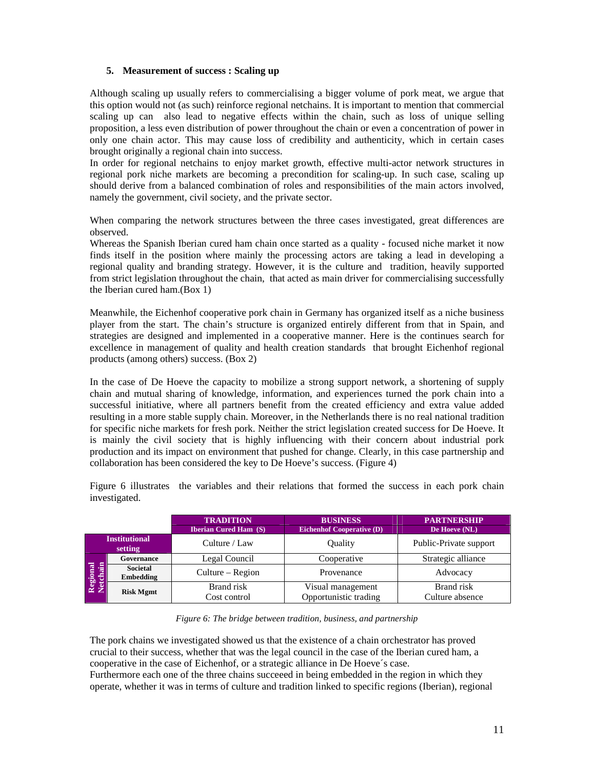## 5. Measurement of success : Scaling up

Although scaling up usually refers to commercialising a bigger volume of pork meat, we argue that this option would not (as such) reinforce regional netchains. It is important to mention that commercial scaling up can also lead to negative effects within the chain, such as loss of unique selling proposition, a less even distribution of power throughout the chain or even a concentration of power in only one chain actor. This may cause loss of credibility and authenticity, which in certain cases brought originally a regional chain into success.

In order for regional netchains to enjoy market growth, effective multi-actor network structures in regional pork niche markets are becoming a precondition for scaling-up. In such case, scaling up should derive from a balanced combination of roles and responsibilities of the main actors involved, namely the government, civil society, and the private sector.

When comparing the network structures between the three cases investigated, great differences are observed.

Whereas the Spanish Iberian cured ham chain once started as a quality - focused niche market it now finds itself in the position where mainly the processing actors are taking a lead in developing a regional quality and branding strategy. However, it is the culture and tradition, heavily supported from strict legislation throughout the chain, that acted as main driver for commercialising successfully the Iberian cured ham.(Box 1)

Meanwhile, the Eichenhof cooperative pork chain in Germany has organized itself as a niche business player from the start. The chain's structure is organized entirely different from that in Spain, and strategies are designed and implemented in a cooperative manner. Here is the continues search for excellence in management of quality and health creation standards that brought Eichenhof regional products (among others) success. (Box 2)

In the case of De Hoeve the capacity to mobilize a strong support network, a shortening of supply chain and mutual sharing of knowledge, information, and experiences turned the pork chain into a successful initiative, where all partners benefit from the created efficiency and extra value added resulting in a more stable supply chain. Moreover, in the Netherlands there is no real national tradition for specific niche markets for fresh pork. Neither the strict legislation created success for De Hoeve. It is mainly the civil society that is highly influencing with their concern about industrial pork production and its impact on environment that pushed for change. Clearly, in this case partnership and collaboration has been considered the key to De Hoeve's success. (Figure 4)

Figure 6 illustrates the variables and their relations that formed the success in each pork chain investigated.

| | | TRADITION<br>Iberian Cured Ham (S) | BUSINESS<br>Eichenhof Cooperative (D) | PARTNERSHIP<br>De Hoeve (NL) |
|---|---|---|---|---|
| Institutional setting | | Culture / Law | Quality | Public-Private support |
| Regional Netchain | Governance | Legal Council | Cooperative | Strategic alliance |
| | Societal Embedding | Culture – Region | Provenance | Advocacy |
| | Risk Mgmt | Brand risk<br>Cost control | Visual management<br>Opportunistic trading | Brand risk<br>Culture absence |

*Figure 6: The bridge between tradition, business, and partnership*

The pork chains we investigated showed us that the existence of a chain orchestrator has proved crucial to their success, whether that was the legal council in the case of the Iberian cured ham, a cooperative in the case of Eichenhof, or a strategic alliance in De Hoeve´s case.

Furthermore each one of the three chains succeeed in being embedded in the region in which they operate, whether it was in terms of culture and tradition linked to specific regions (Iberian), regional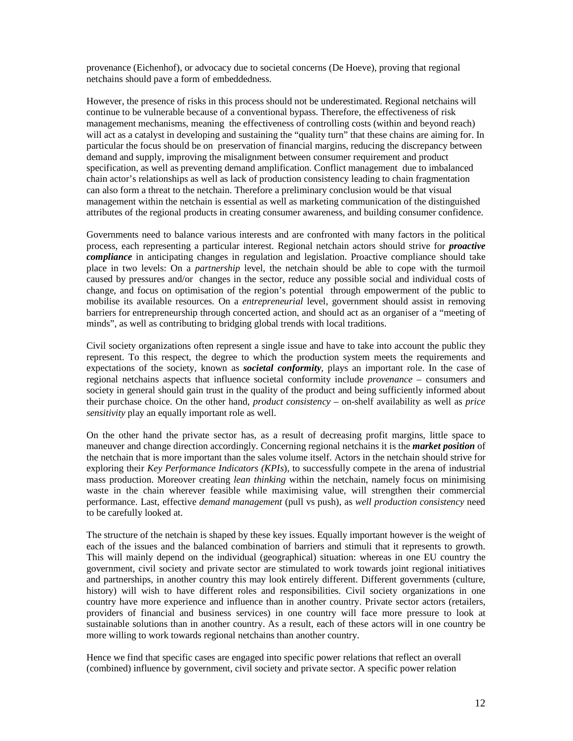provenance (Eichenhof), or advocacy due to societal concerns (De Hoeve), proving that regional netchains should pave a form of embeddedness.

However, the presence of risks in this process should not be underestimated. Regional netchains will continue to be vulnerable because of a conventional bypass. Therefore, the effectiveness of risk management mechanisms, meaning the effectiveness of controlling costs (within and beyond reach) will act as a catalyst in developing and sustaining the "quality turn" that these chains are aiming for. In particular the focus should be on preservation of financial margins, reducing the discrepancy between demand and supply, improving the misalignment between consumer requirement and product specification, as well as preventing demand amplification. Conflict management due to imbalanced chain actor's relationships as well as lack of production consistency leading to chain fragmentation can also form a threat to the netchain. Therefore a preliminary conclusion would be that visual management within the netchain is essential as well as marketing communication of the distinguished attributes of the regional products in creating consumer awareness, and building consumer confidence.

Governments need to balance various interests and are confronted with many factors in the political process, each representing a particular interest. Regional netchain actors should strive for ***proactive compliance*** in anticipating changes in regulation and legislation. Proactive compliance should take place in two levels: On a *partnership* level, the netchain should be able to cope with the turmoil caused by pressures and/or changes in the sector, reduce any possible social and individual costs of change, and focus on optimisation of the region's potential through empowerment of the public to mobilise its available resources. On a *entrepreneurial* level, government should assist in removing barriers for entrepreneurship through concerted action, and should act as an organiser of a "meeting of minds", as well as contributing to bridging global trends with local traditions.

Civil society organizations often represent a single issue and have to take into account the public they represent. To this respect, the degree to which the production system meets the requirements and expectations of the society, known as ***societal conformity***, plays an important role. In the case of regional netchains aspects that influence societal conformity include *provenance* – consumers and society in general should gain trust in the quality of the product and being sufficiently informed about their purchase choice. On the other hand, *product consistency* – on-shelf availability as well as *price sensitivity* play an equally important role as well.

On the other hand the private sector has, as a result of decreasing profit margins, little space to maneuver and change direction accordingly. Concerning regional netchains it is the ***market position*** of the netchain that is more important than the sales volume itself. Actors in the netchain should strive for exploring their *Key Performance Indicators (KPIs*), to successfully compete in the arena of industrial mass production. Moreover creating *lean thinking* within the netchain, namely focus on minimising waste in the chain wherever feasible while maximising value, will strengthen their commercial performance. Last, effective *demand management* (pull vs push), as *well production consistency* need to be carefully looked at.

The structure of the netchain is shaped by these key issues. Equally important however is the weight of each of the issues and the balanced combination of barriers and stimuli that it represents to growth. This will mainly depend on the individual (geographical) situation: whereas in one EU country the government, civil society and private sector are stimulated to work towards joint regional initiatives and partnerships, in another country this may look entirely different. Different governments (culture, history) will wish to have different roles and responsibilities. Civil society organizations in one country have more experience and influence than in another country. Private sector actors (retailers, providers of financial and business services) in one country will face more pressure to look at sustainable solutions than in another country. As a result, each of these actors will in one country be more willing to work towards regional netchains than another country.

Hence we find that specific cases are engaged into specific power relations that reflect an overall (combined) influence by government, civil society and private sector. A specific power relation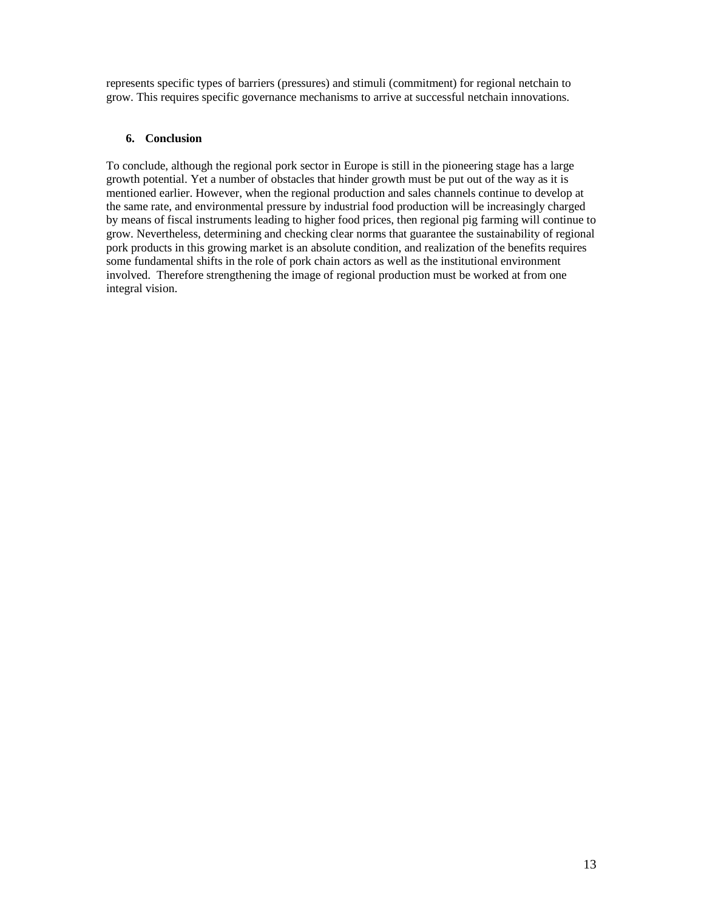represents specific types of barriers (pressures) and stimuli (commitment) for regional netchain to grow. This requires specific governance mechanisms to arrive at successful netchain innovations.

## 6. Conclusion

To conclude, although the regional pork sector in Europe is still in the pioneering stage has a large growth potential. Yet a number of obstacles that hinder growth must be put out of the way as it is mentioned earlier. However, when the regional production and sales channels continue to develop at the same rate, and environmental pressure by industrial food production will be increasingly charged by means of fiscal instruments leading to higher food prices, then regional pig farming will continue to grow. Nevertheless, determining and checking clear norms that guarantee the sustainability of regional pork products in this growing market is an absolute condition, and realization of the benefits requires some fundamental shifts in the role of pork chain actors as well as the institutional environment involved. Therefore strengthening the image of regional production must be worked at from one integral vision.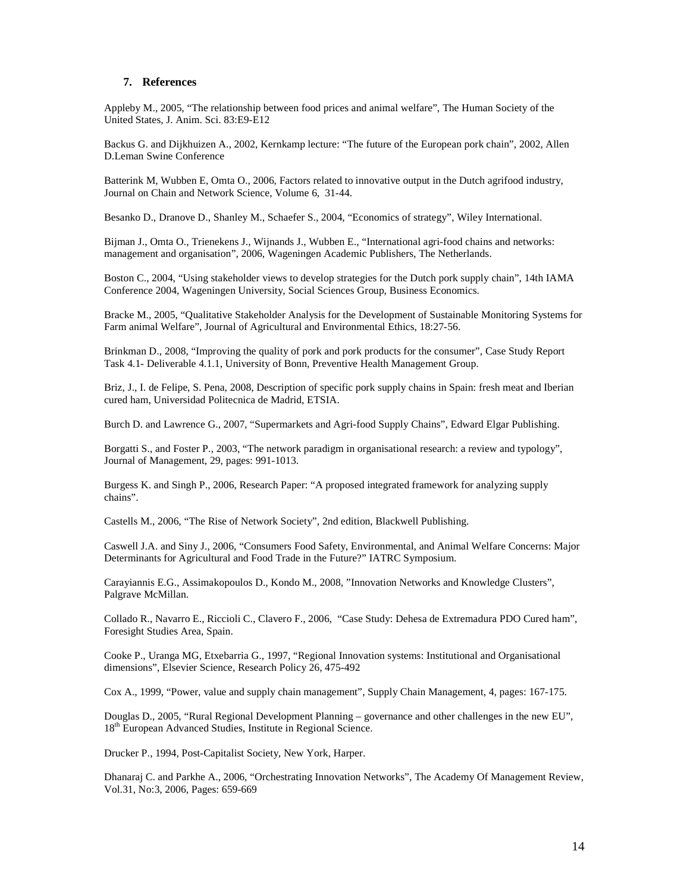## 7. References

Appleby M., 2005, "The relationship between food prices and animal welfare", The Human Society of the United States, J. Anim. Sci. 83:E9-E12

Backus G. and Dijkhuizen A., 2002, Kernkamp lecture: "The future of the European pork chain", 2002, Allen D.Leman Swine Conference

Batterink M, Wubben E, Omta O., 2006, Factors related to innovative output in the Dutch agrifood industry, Journal on Chain and Network Science, Volume 6, 31-44.

Besanko D., Dranove D., Shanley M., Schaefer S., 2004, "Economics of strategy", Wiley International.

Bijman J., Omta O., Trienekens J., Wijnands J., Wubben E., "International agri-food chains and networks: management and organisation", 2006, Wageningen Academic Publishers, The Netherlands.

Boston C., 2004, "Using stakeholder views to develop strategies for the Dutch pork supply chain", 14th IAMA Conference 2004, Wageningen University, Social Sciences Group, Business Economics.

Bracke M., 2005, "Qualitative Stakeholder Analysis for the Development of Sustainable Monitoring Systems for Farm animal Welfare", Journal of Agricultural and Environmental Ethics, 18:27-56.

Brinkman D., 2008, "Improving the quality of pork and pork products for the consumer", Case Study Report Task 4.1- Deliverable 4.1.1, University of Bonn, Preventive Health Management Group.

Briz, J., I. de Felipe, S. Pena, 2008, Description of specific pork supply chains in Spain: fresh meat and Iberian cured ham, Universidad Politecnica de Madrid, ETSIA.

Burch D. and Lawrence G., 2007, "Supermarkets and Agri-food Supply Chains", Edward Elgar Publishing.

Borgatti S., and Foster P., 2003, "The network paradigm in organisational research: a review and typology", Journal of Management, 29, pages: 991-1013.

Burgess K. and Singh P., 2006, Research Paper: "A proposed integrated framework for analyzing supply chains".

Castells M., 2006, "The Rise of Network Society", 2nd edition, Blackwell Publishing.

Caswell J.A. and Siny J., 2006, "Consumers Food Safety, Environmental, and Animal Welfare Concerns: Major Determinants for Agricultural and Food Trade in the Future?" IATRC Symposium.

Carayiannis E.G., Assimakopoulos D., Kondo M., 2008, "Innovation Networks and Knowledge Clusters", Palgrave McMillan.

Collado R., Navarro E., Riccioli C., Clavero F., 2006, "Case Study: Dehesa de Extremadura PDO Cured ham", Foresight Studies Area, Spain.

Cooke P., Uranga MG, Etxebarria G., 1997, "Regional Innovation systems: Institutional and Organisational dimensions", Elsevier Science, Research Policy 26, 475-492

Cox A., 1999, "Power, value and supply chain management", Supply Chain Management, 4, pages: 167-175.

Douglas D., 2005, "Rural Regional Development Planning – governance and other challenges in the new EU", 18th European Advanced Studies, Institute in Regional Science.

Drucker P., 1994, Post-Capitalist Society, New York, Harper.

Dhanaraj C. and Parkhe A., 2006, "Orchestrating Innovation Networks", The Academy Of Management Review, Vol.31, No:3, 2006, Pages: 659-669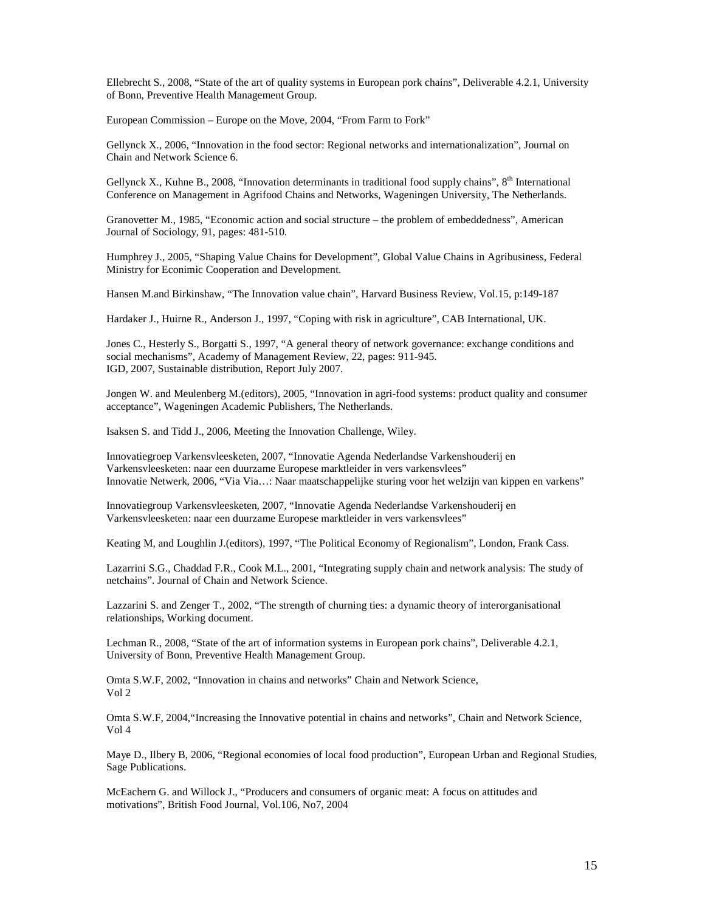Ellebrecht S., 2008, "State of the art of quality systems in European pork chains", Deliverable 4.2.1, University of Bonn, Preventive Health Management Group.

European Commission – Europe on the Move, 2004, "From Farm to Fork"

Gellynck X., 2006, "Innovation in the food sector: Regional networks and internationalization", Journal on Chain and Network Science 6.

Gellynck X., Kuhne B., 2008, "Innovation determinants in traditional food supply chains", 8th International Conference on Management in Agrifood Chains and Networks, Wageningen University, The Netherlands.

Granovetter M., 1985, "Economic action and social structure – the problem of embeddedness", American Journal of Sociology, 91, pages: 481-510.

Humphrey J., 2005, "Shaping Value Chains for Development", Global Value Chains in Agribusiness, Federal Ministry for Econimic Cooperation and Development.

Hansen M.and Birkinshaw, "The Innovation value chain", Harvard Business Review, Vol.15, p:149-187

Hardaker J., Huirne R., Anderson J., 1997, "Coping with risk in agriculture", CAB International, UK.

Jones C., Hesterly S., Borgatti S., 1997, "A general theory of network governance: exchange conditions and social mechanisms", Academy of Management Review, 22, pages: 911-945.
IGD, 2007, Sustainable distribution, Report July 2007.

Jongen W. and Meulenberg M.(editors), 2005, "Innovation in agri-food systems: product quality and consumer acceptance", Wageningen Academic Publishers, The Netherlands.

Isaksen S. and Tidd J., 2006, Meeting the Innovation Challenge, Wiley.

Innovatiegroep Varkensvleesketen, 2007, "Innovatie Agenda Nederlandse Varkenshouderij en Varkensvleesketen: naar een duurzame Europese marktleider in vers varkensvlees"
Innovatie Netwerk, 2006, "Via Via…: Naar maatschappelijke sturing voor het welzijn van kippen en varkens"

Innovatiegroup Varkensvleesketen, 2007, "Innovatie Agenda Nederlandse Varkenshouderij en Varkensvleesketen: naar een duurzame Europese marktleider in vers varkensvlees"

Keating M, and Loughlin J.(editors), 1997, "The Political Economy of Regionalism", London, Frank Cass.

Lazarrini S.G., Chaddad F.R., Cook M.L., 2001, "Integrating supply chain and network analysis: The study of netchains". Journal of Chain and Network Science.

Lazzarini S. and Zenger T., 2002, "The strength of churning ties: a dynamic theory of interorganisational relationships, Working document.

Lechman R., 2008, "State of the art of information systems in European pork chains", Deliverable 4.2.1, University of Bonn, Preventive Health Management Group.

Omta S.W.F, 2002, "Innovation in chains and networks" Chain and Network Science, Vol 2

Omta S.W.F, 2004,"Increasing the Innovative potential in chains and networks", Chain and Network Science, Vol 4

Maye D., Ilbery B, 2006, "Regional economies of local food production", European Urban and Regional Studies, Sage Publications.

McEachern G. and Willock J., "Producers and consumers of organic meat: A focus on attitudes and motivations", British Food Journal, Vol.106, No7, 2004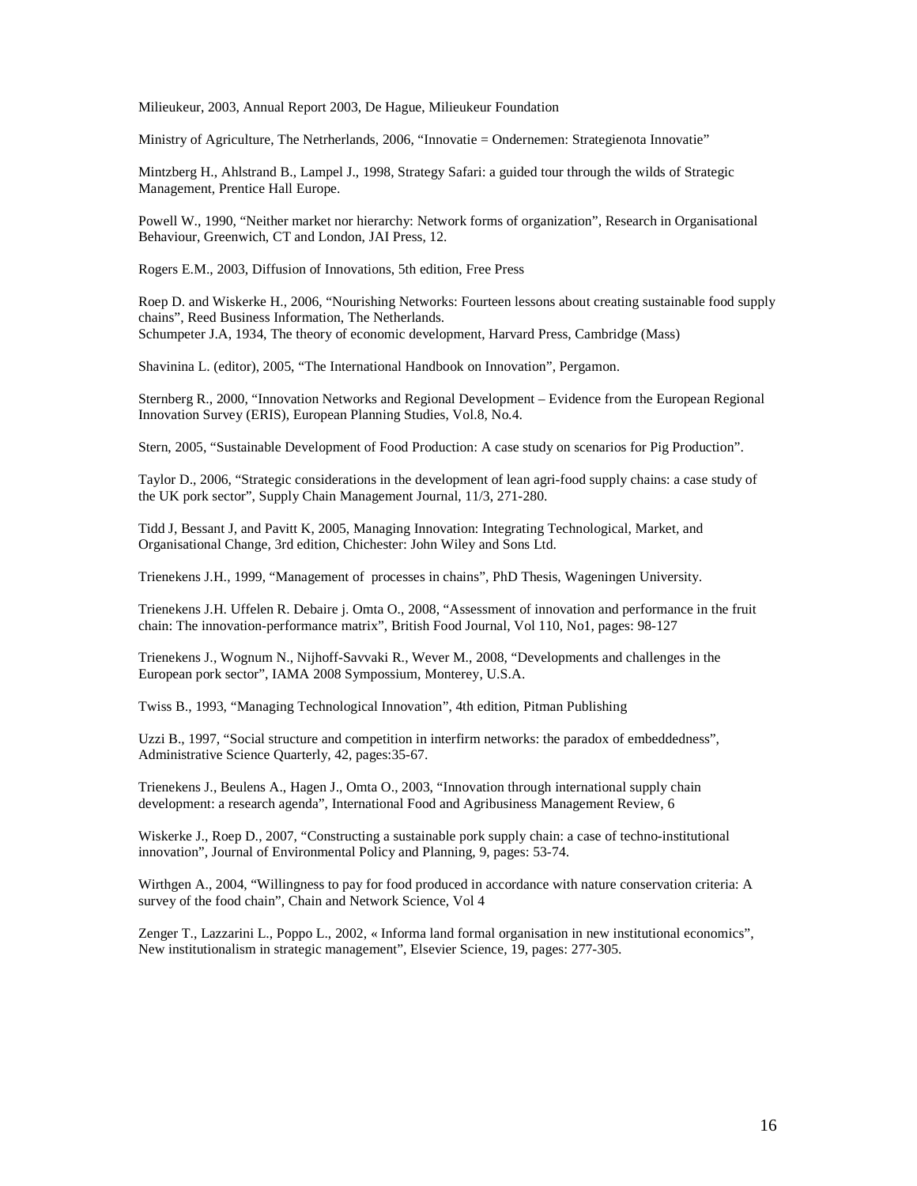Milieukeur, 2003, Annual Report 2003, De Hague, Milieukeur Foundation

Ministry of Agriculture, The Netrherlands, 2006, "Innovatie = Ondernemen: Strategienota Innovatie"

Mintzberg H., Ahlstrand B., Lampel J., 1998, Strategy Safari: a guided tour through the wilds of Strategic Management, Prentice Hall Europe.

Powell W., 1990, "Neither market nor hierarchy: Network forms of organization", Research in Organisational Behaviour, Greenwich, CT and London, JAI Press, 12.

Rogers E.M., 2003, Diffusion of Innovations, 5th edition, Free Press

Roep D. and Wiskerke H., 2006, "Nourishing Networks: Fourteen lessons about creating sustainable food supply chains", Reed Business Information, The Netherlands.
Schumpeter J.A, 1934, The theory of economic development, Harvard Press, Cambridge (Mass)

Shavinina L. (editor), 2005, "The International Handbook on Innovation", Pergamon.

Sternberg R., 2000, "Innovation Networks and Regional Development – Evidence from the European Regional Innovation Survey (ERIS), European Planning Studies, Vol.8, No.4.

Stern, 2005, "Sustainable Development of Food Production: A case study on scenarios for Pig Production".

Taylor D., 2006, "Strategic considerations in the development of lean agri-food supply chains: a case study of the UK pork sector", Supply Chain Management Journal, 11/3, 271-280.

Tidd J, Bessant J, and Pavitt K, 2005, Managing Innovation: Integrating Technological, Market, and Organisational Change, 3rd edition, Chichester: John Wiley and Sons Ltd.

Trienekens J.H., 1999, "Management of processes in chains", PhD Thesis, Wageningen University.

Trienekens J.H. Uffelen R. Debaire j. Omta O., 2008, "Assessment of innovation and performance in the fruit chain: The innovation-performance matrix", British Food Journal, Vol 110, No1, pages: 98-127

Trienekens J., Wognum N., Nijhoff-Savvaki R., Wever M., 2008, "Developments and challenges in the European pork sector", IAMA 2008 Sympossium, Monterey, U.S.A.

Twiss B., 1993, "Managing Technological Innovation", 4th edition, Pitman Publishing

Uzzi B., 1997, "Social structure and competition in interfirm networks: the paradox of embeddedness", Administrative Science Quarterly, 42, pages:35-67.

Trienekens J., Beulens A., Hagen J., Omta O., 2003, "Innovation through international supply chain development: a research agenda", International Food and Agribusiness Management Review, 6

Wiskerke J., Roep D., 2007, "Constructing a sustainable pork supply chain: a case of techno-institutional innovation", Journal of Environmental Policy and Planning, 9, pages: 53-74.

Wirthgen A., 2004, "Willingness to pay for food produced in accordance with nature conservation criteria: A survey of the food chain", Chain and Network Science, Vol 4

Zenger T., Lazzarini L., Poppo L., 2002, « Informa land formal organisation in new institutional economics", New institutionalism in strategic management", Elsevier Science, 19, pages: 277-305.